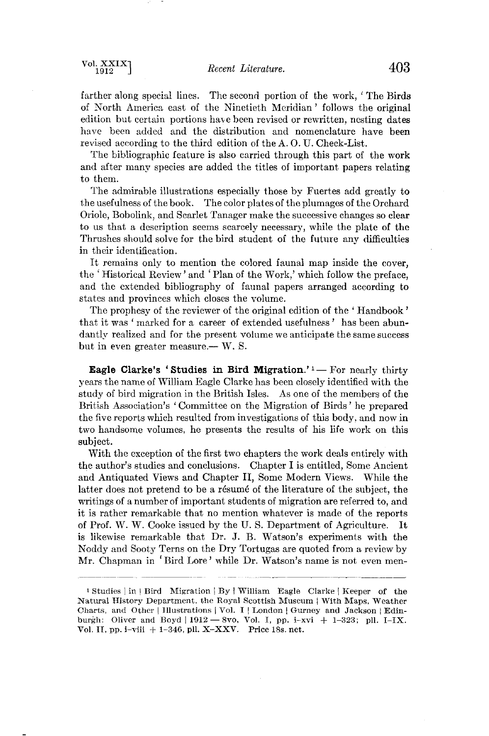farther along special lines. The second portion of the work, 'The Birds of North America east of the Ninetieth Meridian' follows the original edition but certain portions have been revised or rewritten, nesting dates have been added and the distribution and nomenclature have been revised according to the third edition of the A. O. U. Check-List.

The bibliographic feature is also carried through this part of the work and after many species are added the titles of important papers relating to them.

The admirable illustrations especially those by Fuertes add greatly to the usefulness of the book. The color plates of the plumages of the Orchard Oriole, Bobolink, and Scarlet Tanager make the successive changes so clear to us that a description seems scarcely necessary, while the plate of the Thrushes should solve for the bird student of the future any difficulties in their identification.

It remains only to mention the colored faunal map inside the cover, the 'Historical Review' and 'Plan of the Work,' which follow the preface, and the extended bibliography of faunal papers arranged according to states and provinces which closes the volume.

The prophesy of the reviewer of the original edition of the 'Handbook' that it was 'marked for a career of extended usefulness' has been abundantly realized and for the present volume we anticipate the same success but in even greater measure.— W. S.

**Eagle Clarke's 'Studies in Bird Migration.'**[1] — For nearly thirty years the name of William Eagle Clarke has been closely identified with the study of bird migration in the British Isles. As one of the members of the British Association's 'Committee on the Migration of Birds' he prepared the five reports which resulted from investigations of this body, and now in two handsome volumes, he presents the results of his life work on this subject.

With the exception of the first two chapters the work deals entirely with the author's studies and conclusions. Chapter I is entitled, Some Ancient and Antiquated Views and Chapter II, Some Modern Views. While the latter does not pretend to be a résumé of the literature of the subject, the writings of a number of important students of migration are referred to, and it is rather remarkable that no mention whatever is made of the reports of Prof. W. W. Cooke issued by the U. S. Department of Agriculture. It is likewise remarkable that Dr. J. B. Watson's experiments with the Noddy and Sooty Terns on the Dry Tortugas are quoted from a review by Mr. Chapman in 'Bird Lore' while Dr. Watson's name is not even men-

---

[1] Studies | in | Bird Migration | By | William Eagle Clarke | Keeper of the Natural History Department, the Royal Scottish Museum | With Maps, Weather Charts, and Other | Illustrations | Vol. I | London | Gurney and Jackson | Edinburgh: Oliver and Boyd | 1912 — 8vo, Vol. I, pp. i–xvi + 1–323; pll. I–IX. Vol. II, pp. i–viii + 1–346, pll. X–XXV. Price 18s. net.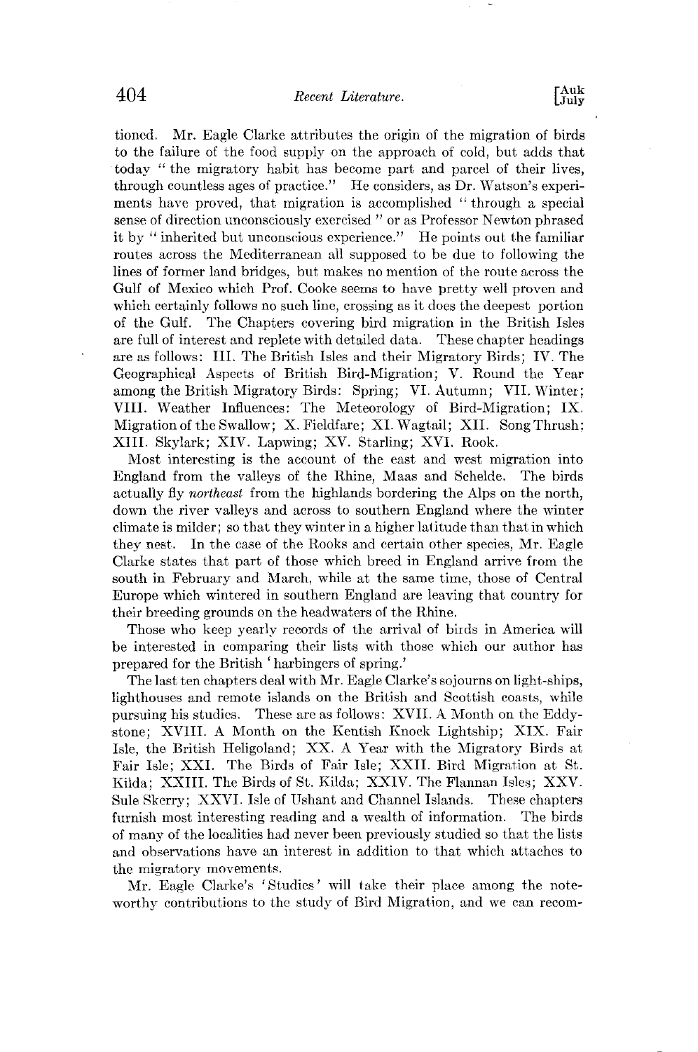tioned. Mr. Eagle Clarke attributes the origin of the migration of birds to the failure of the food supply on the approach of cold, but adds that today "the migratory habit has become part and parcel of their lives, through countless ages of practice." He considers, as Dr. Watson's experiments have proved, that migration is accomplished "through a special sense of direction unconsciously exercised" or as Professor Newton phrased it by "inherited but unconscious experience." He points out the familiar routes across the Mediterranean all supposed to be due to following the lines of former land bridges, but makes no mention of the route across the Gulf of Mexico which Prof. Cooke seems to have pretty well proven and which certainly follows no such line, crossing as it does the deepest portion of the Gulf. The Chapters covering bird migration in the British Isles are full of interest and replete with detailed data. These chapter headings are as follows: III. The British Isles and their Migratory Birds; IV. The Geographical Aspects of British Bird-Migration; V. Round the Year among the British Migratory Birds: Spring; VI. Autumn; VII. Winter; VIII. Weather Influences: The Meteorology of Bird-Migration; IX. Migration of the Swallow; X. Fieldfare; XI. Wagtail; XII. Song Thrush; XIII. Skylark; XIV. Lapwing; XV. Starling; XVI. Rook.

Most interesting is the account of the east and west migration into England from the valleys of the Rhine, Maas and Schelde. The birds actually fly *northeast* from the highlands bordering the Alps on the north, down the river valleys and across to southern England where the winter climate is milder; so that they winter in a higher latitude than that in which they nest. In the case of the Rooks and certain other species, Mr. Eagle Clarke states that part of those which breed in England arrive from the south in February and March, while at the same time, those of Central Europe which wintered in southern England are leaving that country for their breeding grounds on the headwaters of the Rhine.

Those who keep yearly records of the arrival of birds in America will be interested in comparing their lists with those which our author has prepared for the British 'harbingers of spring.'

The last ten chapters deal with Mr. Eagle Clarke's sojourns on light-ships, lighthouses and remote islands on the British and Scottish coasts, while pursuing his studies. These are as follows: XVII. A Month on the Eddystone; XVIII. A Month on the Kentish Knock Lightship; XIX. Fair Isle, the British Heligoland; XX. A Year with the Migratory Birds at Fair Isle; XXI. The Birds of Fair Isle; XXII. Bird Migration at St. Kilda; XXIII. The Birds of St. Kilda; XXIV. The Flannan Isles; XXV. Sule Skerry; XXVI. Isle of Ushant and Channel Islands. These chapters furnish most interesting reading and a wealth of information. The birds of many of the localities had never been previously studied so that the lists and observations have an interest in addition to that which attaches to the migratory movements.

Mr. Eagle Clarke's 'Studies' will take their place among the noteworthy contributions to the study of Bird Migration, and we can recom-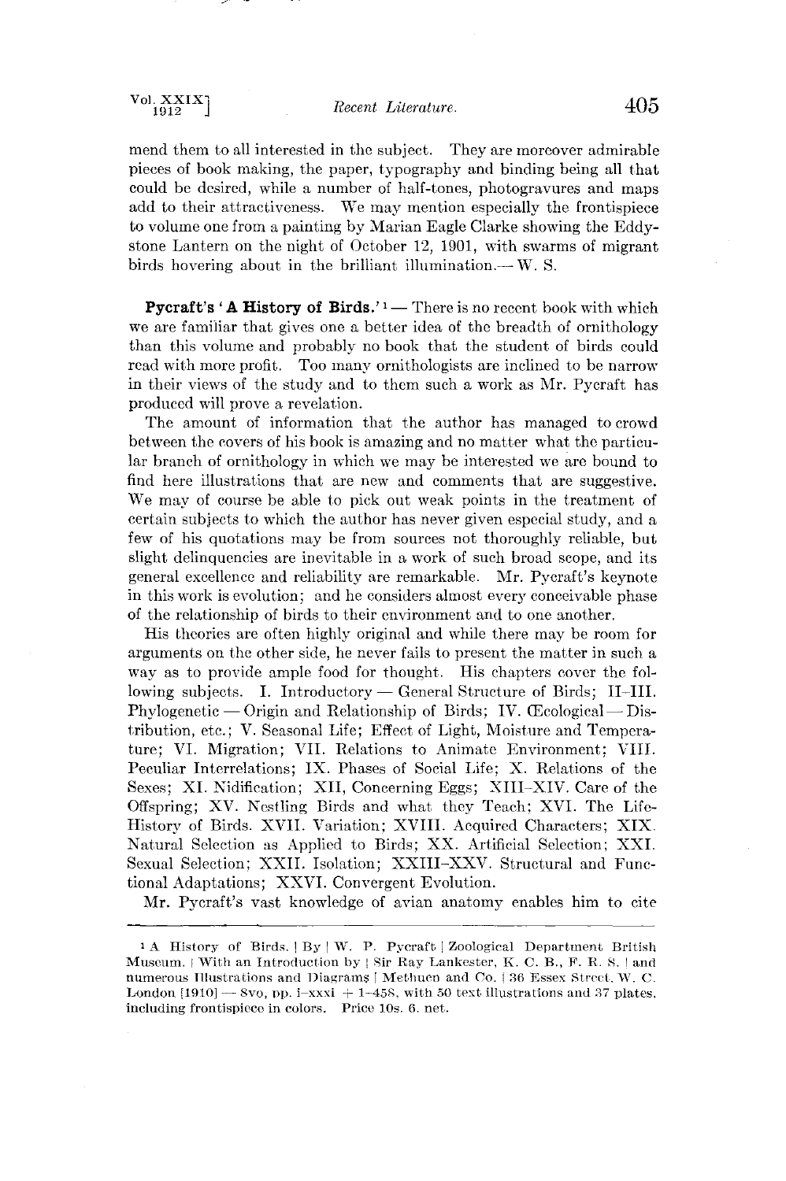mend them to all interested in the subject. They are moreover admirable pieces of book making, the paper, typography and binding being all that could be desired, while a number of half-tones, photogravures and maps add to their attractiveness. We may mention especially the frontispiece to volume one from a painting by Marian Eagle Clarke showing the Eddystone Lantern on the night of October 12, 1901, with swarms of migrant birds hovering about in the brilliant illumination.— W. S.

**Pycraft's 'A History of Birds.'**[1] — There is no recent book with which we are familiar that gives one a better idea of the breadth of ornithology than this volume and probably no book that the student of birds could read with more profit. Too many ornithologists are inclined to be narrow in their views of the study and to them such a work as Mr. Pycraft has produced will prove a revelation.

The amount of information that the author has managed to crowd between the covers of his book is amazing and no matter what the particular branch of ornithology in which we may be interested we are bound to find here illustrations that are new and comments that are suggestive. We may of course be able to pick out weak points in the treatment of certain subjects to which the author has never given especial study, and a few of his quotations may be from sources not thoroughly reliable, but slight delinquencies are inevitable in a work of such broad scope, and its general excellence and reliability are remarkable. Mr. Pycraft's keynote in this work is evolution; and he considers almost every conceivable phase of the relationship of birds to their environment and to one another.

His theories are often highly original and while there may be room for arguments on the other side, he never fails to present the matter in such a way as to provide ample food for thought. His chapters cover the following subjects. I. Introductory — General Structure of Birds; II–III. Phylogenetic — Origin and Relationship of Birds; IV. Œcological — Distribution, etc.; V. Seasonal Life; Effect of Light, Moisture and Temperature; VI. Migration; VII. Relations to Animate Environment; VIII. Peculiar Interrelations; IX. Phases of Social Life; X. Relations of the Sexes; XI. Nidification; XII, Concerning Eggs; XIII–XIV. Care of the Offspring; XV. Nestling Birds and what they Teach; XVI. The Life-History of Birds. XVII. Variation; XVIII. Acquired Characters; XIX. Natural Selection as Applied to Birds; XX. Artificial Selection; XXI. Sexual Selection; XXII. Isolation; XXIII–XXV. Structural and Functional Adaptations; XXVI. Convergent Evolution.

Mr. Pycraft's vast knowledge of avian anatomy enables him to cite

---

[1] A History of Birds. | By | W. P. Pycraft | Zoological Department British Museum. | With an Introduction by | Sir Ray Lankester, K. C. B., F. R. S. | and numerous Illustrations and Diagrams | Methuen and Co. | 36 Essex Street, W. C. London [1910] — 8vo, pp. i–xxxi + 1–458, with 50 text illustrations and 37 plates, including frontispiece in colors. Price 10s. 6. net.